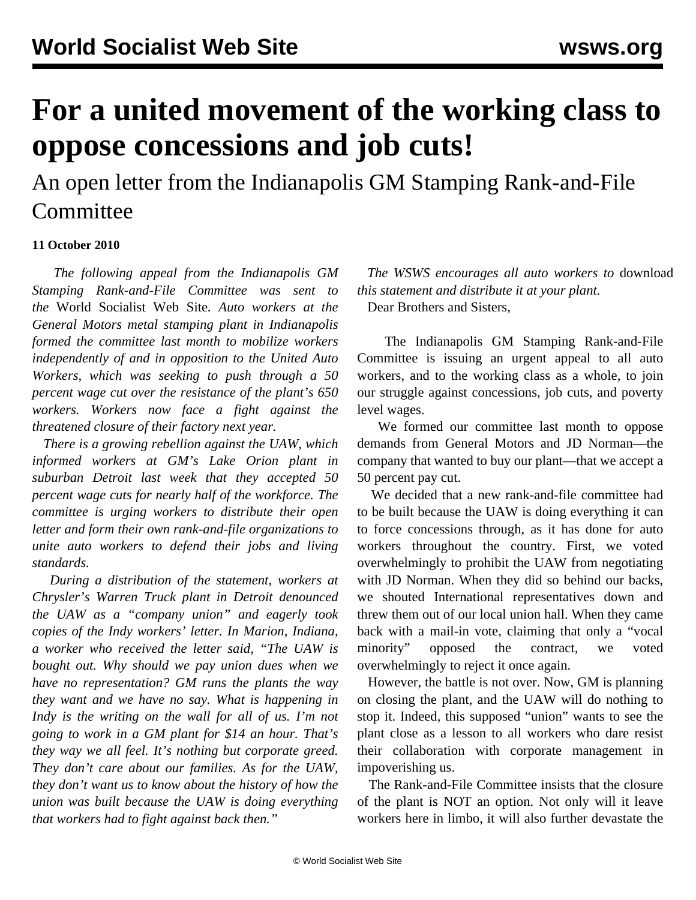# For a united movement of the working class to oppose concessions and job cuts!

## An open letter from the Indianapolis GM Stamping Rank-and-File Committee

**11 October 2010**

*The following appeal from the Indianapolis GM Stamping Rank-and-File Committee was sent to the* World Socialist Web Site. *Auto workers at the General Motors metal stamping plant in Indianapolis formed the committee last month to mobilize workers independently of and in opposition to the United Auto Workers, which was seeking to push through a 50 percent wage cut over the resistance of the plant's 650 workers. Workers now face a fight against the threatened closure of their factory next year.*

*There is a growing rebellion against the UAW, which informed workers at GM's Lake Orion plant in suburban Detroit last week that they accepted 50 percent wage cuts for nearly half of the workforce. The committee is urging workers to distribute their open letter and form their own rank-and-file organizations to unite auto workers to defend their jobs and living standards.*

*During a distribution of the statement, workers at Chrysler's Warren Truck plant in Detroit denounced the UAW as a "company union" and eagerly took copies of the Indy workers' letter. In Marion, Indiana, a worker who received the letter said, "The UAW is bought out. Why should we pay union dues when we have no representation? GM runs the plants the way they want and we have no say. What is happening in Indy is the writing on the wall for all of us. I'm not going to work in a GM plant for $14 an hour. That's they way we all feel. It's nothing but corporate greed. They don't care about our families. As for the UAW, they don't want us to know about the history of how the union was built because the UAW is doing everything that workers had to fight against back then."*

*The WSWS encourages all auto workers to* download *this statement and distribute it at your plant.*

Dear Brothers and Sisters,

The Indianapolis GM Stamping Rank-and-File Committee is issuing an urgent appeal to all auto workers, and to the working class as a whole, to join our struggle against concessions, job cuts, and poverty level wages.

We formed our committee last month to oppose demands from General Motors and JD Norman—the company that wanted to buy our plant—that we accept a 50 percent pay cut.

We decided that a new rank-and-file committee had to be built because the UAW is doing everything it can to force concessions through, as it has done for auto workers throughout the country. First, we voted overwhelmingly to prohibit the UAW from negotiating with JD Norman. When they did so behind our backs, we shouted International representatives down and threw them out of our local union hall. When they came back with a mail-in vote, claiming that only a "vocal minority" opposed the contract, we voted overwhelmingly to reject it once again.

However, the battle is not over. Now, GM is planning on closing the plant, and the UAW will do nothing to stop it. Indeed, this supposed "union" wants to see the plant close as a lesson to all workers who dare resist their collaboration with corporate management in impoverishing us.

The Rank-and-File Committee insists that the closure of the plant is NOT an option. Not only will it leave workers here in limbo, it will also further devastate the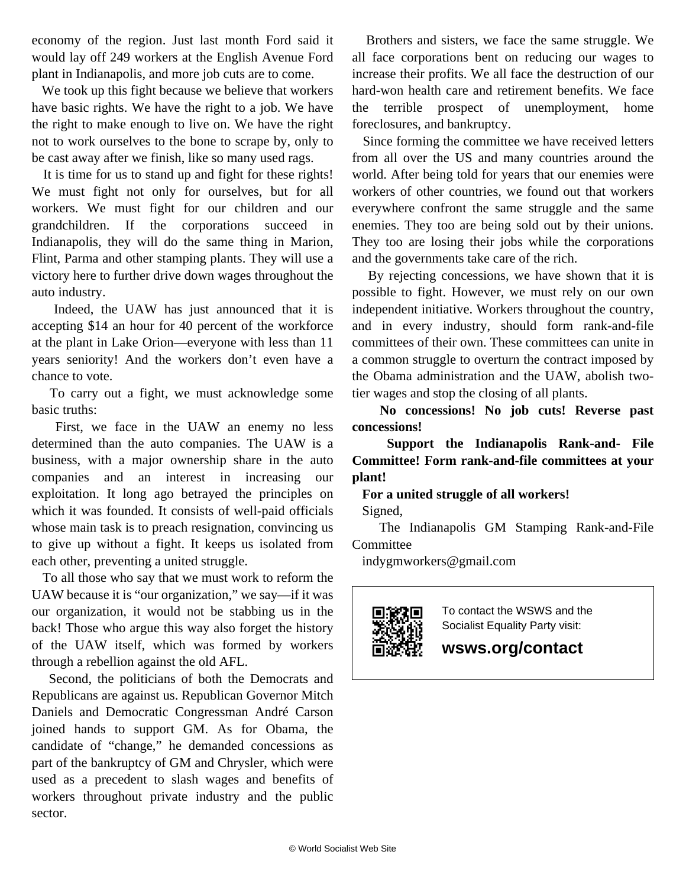economy of the region. Just last month Ford said it would lay off 249 workers at the English Avenue Ford plant in Indianapolis, and more job cuts are to come.

We took up this fight because we believe that workers have basic rights. We have the right to a job. We have the right to make enough to live on. We have the right not to work ourselves to the bone to scrape by, only to be cast away after we finish, like so many used rags.

It is time for us to stand up and fight for these rights! We must fight not only for ourselves, but for all workers. We must fight for our children and our grandchildren. If the corporations succeed in Indianapolis, they will do the same thing in Marion, Flint, Parma and other stamping plants. They will use a victory here to further drive down wages throughout the auto industry.

Indeed, the UAW has just announced that it is accepting $14 an hour for 40 percent of the workforce at the plant in Lake Orion—everyone with less than 11 years seniority! And the workers don't even have a chance to vote.

To carry out a fight, we must acknowledge some basic truths:

First, we face in the UAW an enemy no less determined than the auto companies. The UAW is a business, with a major ownership share in the auto companies and an interest in increasing our exploitation. It long ago betrayed the principles on which it was founded. It consists of well-paid officials whose main task is to preach resignation, convincing us to give up without a fight. It keeps us isolated from each other, preventing a united struggle.

To all those who say that we must work to reform the UAW because it is "our organization," we say—if it was our organization, it would not be stabbing us in the back! Those who argue this way also forget the history of the UAW itself, which was formed by workers through a rebellion against the old AFL.

Second, the politicians of both the Democrats and Republicans are against us. Republican Governor Mitch Daniels and Democratic Congressman André Carson joined hands to support GM. As for Obama, the candidate of "change," he demanded concessions as part of the bankruptcy of GM and Chrysler, which were used as a precedent to slash wages and benefits of workers throughout private industry and the public sector.

Brothers and sisters, we face the same struggle. We all face corporations bent on reducing our wages to increase their profits. We all face the destruction of our hard-won health care and retirement benefits. We face the terrible prospect of unemployment, home foreclosures, and bankruptcy.

Since forming the committee we have received letters from all over the US and many countries around the world. After being told for years that our enemies were workers of other countries, we found out that workers everywhere confront the same struggle and the same enemies. They too are being sold out by their unions. They too are losing their jobs while the corporations and the governments take care of the rich.

By rejecting concessions, we have shown that it is possible to fight. However, we must rely on our own independent initiative. Workers throughout the country, and in every industry, should form rank-and-file committees of their own. These committees can unite in a common struggle to overturn the contract imposed by the Obama administration and the UAW, abolish two-tier wages and stop the closing of all plants.

**No concessions! No job cuts! Reverse past concessions!**

**Support the Indianapolis Rank-and- File Committee! Form rank-and-file committees at your plant!**

**For a united struggle of all workers!**

Signed,

The Indianapolis GM Stamping Rank-and-File Committee

indygmworkers@gmail.com

To contact the WSWS and the Socialist Equality Party visit:

**wsws.org/contact**